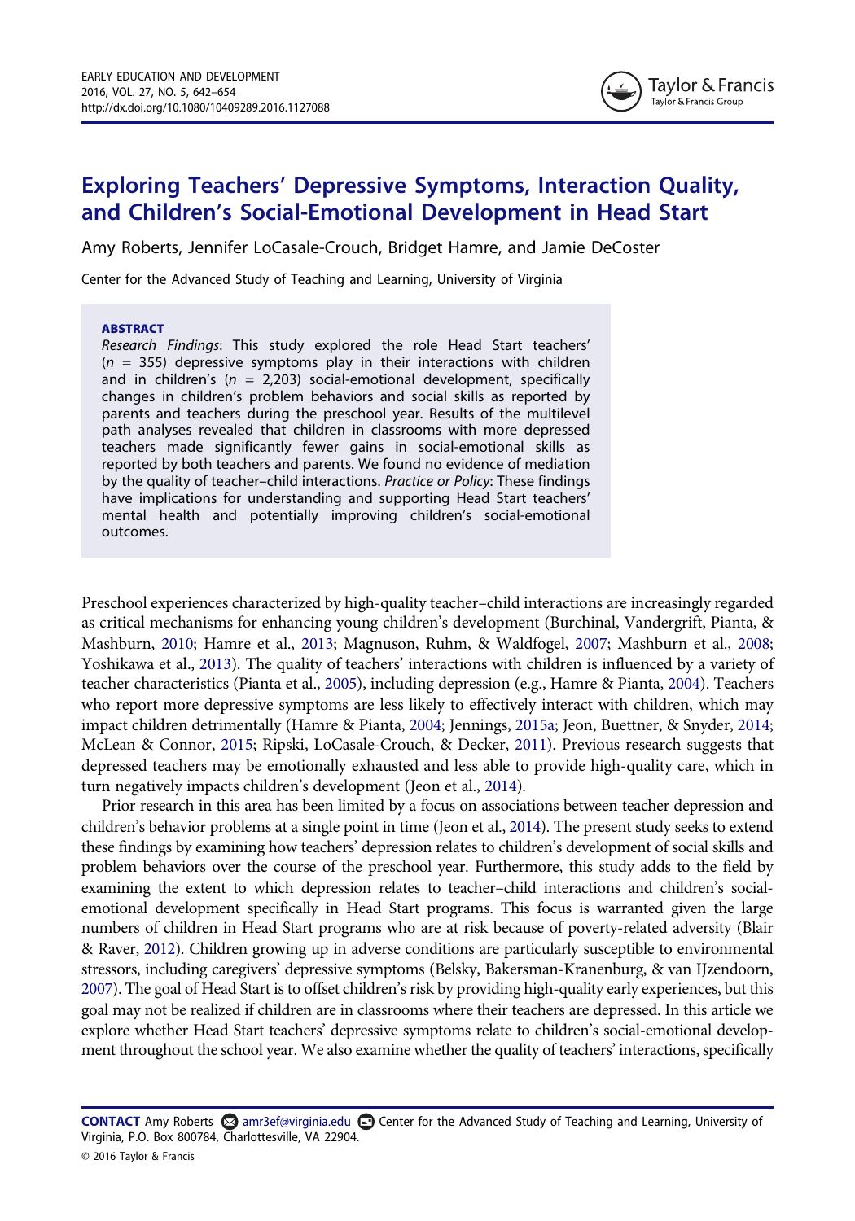# Exploring Teachers' Depressive Symptoms, Interaction Quality, and Children's Social-Emotional Development in Head Start

Amy Roberts, Jennifer LoCasale-Crouch, Bridget Hamre, and Jamie DeCoster

Center for the Advanced Study of Teaching and Learning, University of Virginia

### ABSTRACT

*Research Findings*: This study explored the role Head Start teachers' ($n$ = 355) depressive symptoms play in their interactions with children and in children's ($n$ = 2,203) social-emotional development, specifically changes in children's problem behaviors and social skills as reported by parents and teachers during the preschool year. Results of the multilevel path analyses revealed that children in classrooms with more depressed teachers made significantly fewer gains in social-emotional skills as reported by both teachers and parents. We found no evidence of mediation by the quality of teacher–child interactions. *Practice or Policy*: These findings have implications for understanding and supporting Head Start teachers' mental health and potentially improving children's social-emotional outcomes.

Preschool experiences characterized by high-quality teacher–child interactions are increasingly regarded as critical mechanisms for enhancing young children's development (Burchinal, Vandergrift, Pianta, & Mashburn, 2010; Hamre et al., 2013; Magnuson, Ruhm, & Waldfogel, 2007; Mashburn et al., 2008; Yoshikawa et al., 2013). The quality of teachers' interactions with children is influenced by a variety of teacher characteristics (Pianta et al., 2005), including depression (e.g., Hamre & Pianta, 2004). Teachers who report more depressive symptoms are less likely to effectively interact with children, which may impact children detrimentally (Hamre & Pianta, 2004; Jennings, 2015a; Jeon, Buettner, & Snyder, 2014; McLean & Connor, 2015; Ripski, LoCasale-Crouch, & Decker, 2011). Previous research suggests that depressed teachers may be emotionally exhausted and less able to provide high-quality care, which in turn negatively impacts children's development (Jeon et al., 2014).

Prior research in this area has been limited by a focus on associations between teacher depression and children's behavior problems at a single point in time (Jeon et al., 2014). The present study seeks to extend these findings by examining how teachers' depression relates to children's development of social skills and problem behaviors over the course of the preschool year. Furthermore, this study adds to the field by examining the extent to which depression relates to teacher–child interactions and children's social-emotional development specifically in Head Start programs. This focus is warranted given the large numbers of children in Head Start programs who are at risk because of poverty-related adversity (Blair & Raver, 2012). Children growing up in adverse conditions are particularly susceptible to environmental stressors, including caregivers' depressive symptoms (Belsky, Bakersman-Kranenburg, & van IJzendoorn, 2007). The goal of Head Start is to offset children's risk by providing high-quality early experiences, but this goal may not be realized if children are in classrooms where their teachers are depressed. In this article we explore whether Head Start teachers' depressive symptoms relate to children's social-emotional development throughout the school year. We also examine whether the quality of teachers' interactions, specifically

**CONTACT** Amy Roberts amr3ef@virginia.edu Center for the Advanced Study of Teaching and Learning, University of Virginia, P.O. Box 800784, Charlottesville, VA 22904.

© 2016 Taylor & Francis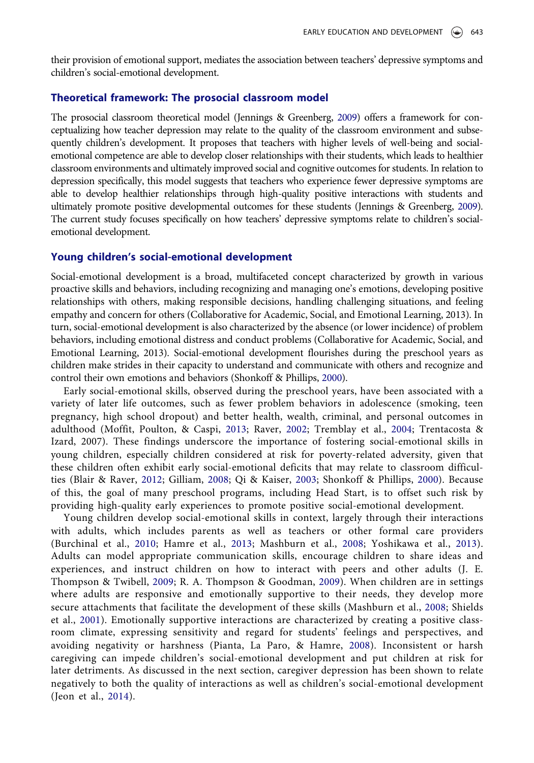their provision of emotional support, mediates the association between teachers' depressive symptoms and children's social-emotional development.

## Theoretical framework: The prosocial classroom model

The prosocial classroom theoretical model (Jennings & Greenberg, 2009) offers a framework for conceptualizing how teacher depression may relate to the quality of the classroom environment and subsequently children's development. It proposes that teachers with higher levels of well-being and social-emotional competence are able to develop closer relationships with their students, which leads to healthier classroom environments and ultimately improved social and cognitive outcomes for students. In relation to depression specifically, this model suggests that teachers who experience fewer depressive symptoms are able to develop healthier relationships through high-quality positive interactions with students and ultimately promote positive developmental outcomes for these students (Jennings & Greenberg, 2009). The current study focuses specifically on how teachers' depressive symptoms relate to children's social-emotional development.

## Young children's social-emotional development

Social-emotional development is a broad, multifaceted concept characterized by growth in various proactive skills and behaviors, including recognizing and managing one's emotions, developing positive relationships with others, making responsible decisions, handling challenging situations, and feeling empathy and concern for others (Collaborative for Academic, Social, and Emotional Learning, 2013). In turn, social-emotional development is also characterized by the absence (or lower incidence) of problem behaviors, including emotional distress and conduct problems (Collaborative for Academic, Social, and Emotional Learning, 2013). Social-emotional development flourishes during the preschool years as children make strides in their capacity to understand and communicate with others and recognize and control their own emotions and behaviors (Shonkoff & Phillips, 2000).

Early social-emotional skills, observed during the preschool years, have been associated with a variety of later life outcomes, such as fewer problem behaviors in adolescence (smoking, teen pregnancy, high school dropout) and better health, wealth, criminal, and personal outcomes in adulthood (Moffit, Poulton, & Caspi, 2013; Raver, 2002; Tremblay et al., 2004; Trentacosta & Izard, 2007). These findings underscore the importance of fostering social-emotional skills in young children, especially children considered at risk for poverty-related adversity, given that these children often exhibit early social-emotional deficits that may relate to classroom difficulties (Blair & Raver, 2012; Gilliam, 2008; Qi & Kaiser, 2003; Shonkoff & Phillips, 2000). Because of this, the goal of many preschool programs, including Head Start, is to offset such risk by providing high-quality early experiences to promote positive social-emotional development.

Young children develop social-emotional skills in context, largely through their interactions with adults, which includes parents as well as teachers or other formal care providers (Burchinal et al., 2010; Hamre et al., 2013; Mashburn et al., 2008; Yoshikawa et al., 2013). Adults can model appropriate communication skills, encourage children to share ideas and experiences, and instruct children on how to interact with peers and other adults (J. E. Thompson & Twibell, 2009; R. A. Thompson & Goodman, 2009). When children are in settings where adults are responsive and emotionally supportive to their needs, they develop more secure attachments that facilitate the development of these skills (Mashburn et al., 2008; Shields et al., 2001). Emotionally supportive interactions are characterized by creating a positive classroom climate, expressing sensitivity and regard for students' feelings and perspectives, and avoiding negativity or harshness (Pianta, La Paro, & Hamre, 2008). Inconsistent or harsh caregiving can impede children's social-emotional development and put children at risk for later detriments. As discussed in the next section, caregiver depression has been shown to relate negatively to both the quality of interactions as well as children's social-emotional development (Jeon et al., 2014).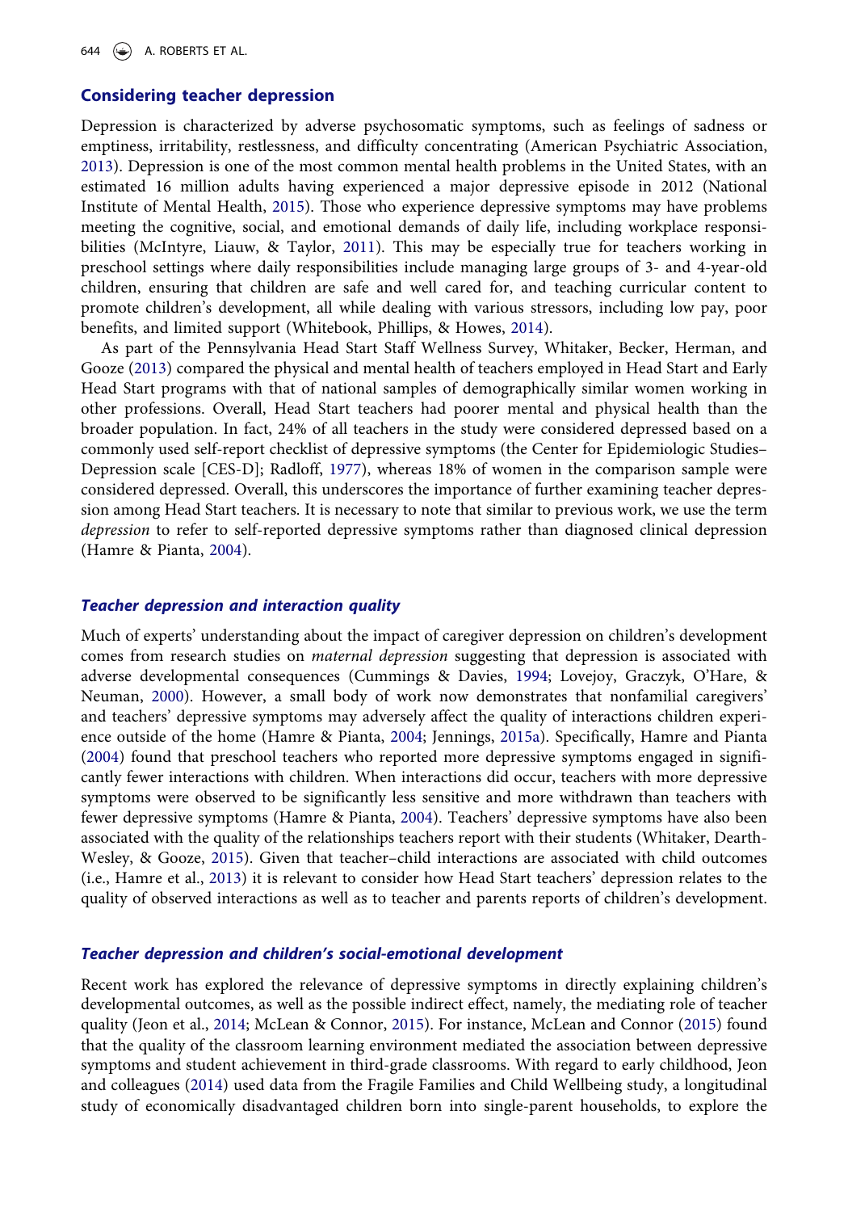## Considering teacher depression

Depression is characterized by adverse psychosomatic symptoms, such as feelings of sadness or emptiness, irritability, restlessness, and difficulty concentrating (American Psychiatric Association, 2013). Depression is one of the most common mental health problems in the United States, with an estimated 16 million adults having experienced a major depressive episode in 2012 (National Institute of Mental Health, 2015). Those who experience depressive symptoms may have problems meeting the cognitive, social, and emotional demands of daily life, including workplace responsibilities (McIntyre, Liauw, & Taylor, 2011). This may be especially true for teachers working in preschool settings where daily responsibilities include managing large groups of 3- and 4-year-old children, ensuring that children are safe and well cared for, and teaching curricular content to promote children's development, all while dealing with various stressors, including low pay, poor benefits, and limited support (Whitebook, Phillips, & Howes, 2014).

As part of the Pennsylvania Head Start Staff Wellness Survey, Whitaker, Becker, Herman, and Gooze (2013) compared the physical and mental health of teachers employed in Head Start and Early Head Start programs with that of national samples of demographically similar women working in other professions. Overall, Head Start teachers had poorer mental and physical health than the broader population. In fact, 24% of all teachers in the study were considered depressed based on a commonly used self-report checklist of depressive symptoms (the Center for Epidemiologic Studies–Depression scale [CES-D]; Radloff, 1977), whereas 18% of women in the comparison sample were considered depressed. Overall, this underscores the importance of further examining teacher depression among Head Start teachers. It is necessary to note that similar to previous work, we use the term *depression* to refer to self-reported depressive symptoms rather than diagnosed clinical depression (Hamre & Pianta, 2004).

### *Teacher depression and interaction quality*

Much of experts' understanding about the impact of caregiver depression on children's development comes from research studies on *maternal depression* suggesting that depression is associated with adverse developmental consequences (Cummings & Davies, 1994; Lovejoy, Graczyk, O'Hare, & Neuman, 2000). However, a small body of work now demonstrates that nonfamilial caregivers' and teachers' depressive symptoms may adversely affect the quality of interactions children experience outside of the home (Hamre & Pianta, 2004; Jennings, 2015a). Specifically, Hamre and Pianta (2004) found that preschool teachers who reported more depressive symptoms engaged in significantly fewer interactions with children. When interactions did occur, teachers with more depressive symptoms were observed to be significantly less sensitive and more withdrawn than teachers with fewer depressive symptoms (Hamre & Pianta, 2004). Teachers' depressive symptoms have also been associated with the quality of the relationships teachers report with their students (Whitaker, Dearth-Wesley, & Gooze, 2015). Given that teacher–child interactions are associated with child outcomes (i.e., Hamre et al., 2013) it is relevant to consider how Head Start teachers' depression relates to the quality of observed interactions as well as to teacher and parents reports of children's development.

### *Teacher depression and children's social-emotional development*

Recent work has explored the relevance of depressive symptoms in directly explaining children's developmental outcomes, as well as the possible indirect effect, namely, the mediating role of teacher quality (Jeon et al., 2014; McLean & Connor, 2015). For instance, McLean and Connor (2015) found that the quality of the classroom learning environment mediated the association between depressive symptoms and student achievement in third-grade classrooms. With regard to early childhood, Jeon and colleagues (2014) used data from the Fragile Families and Child Wellbeing study, a longitudinal study of economically disadvantaged children born into single-parent households, to explore the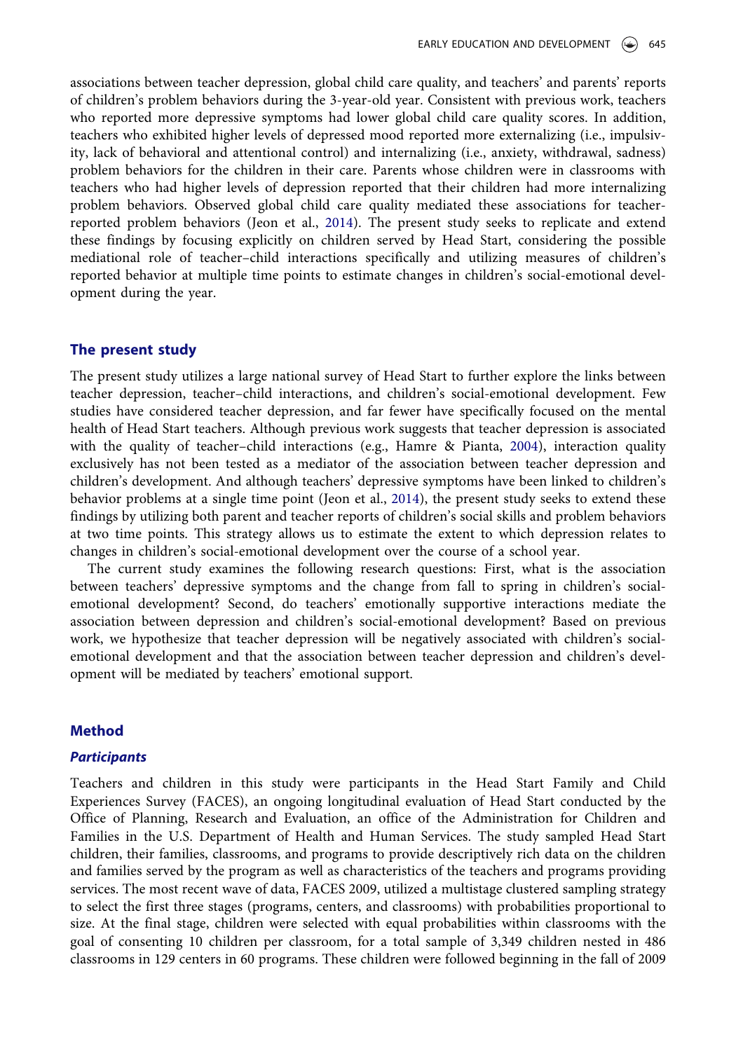associations between teacher depression, global child care quality, and teachers' and parents' reports of children's problem behaviors during the 3-year-old year. Consistent with previous work, teachers who reported more depressive symptoms had lower global child care quality scores. In addition, teachers who exhibited higher levels of depressed mood reported more externalizing (i.e., impulsivity, lack of behavioral and attentional control) and internalizing (i.e., anxiety, withdrawal, sadness) problem behaviors for the children in their care. Parents whose children were in classrooms with teachers who had higher levels of depression reported that their children had more internalizing problem behaviors. Observed global child care quality mediated these associations for teacher-reported problem behaviors (Jeon et al., 2014). The present study seeks to replicate and extend these findings by focusing explicitly on children served by Head Start, considering the possible mediational role of teacher–child interactions specifically and utilizing measures of children's reported behavior at multiple time points to estimate changes in children's social-emotional development during the year.

## The present study

The present study utilizes a large national survey of Head Start to further explore the links between teacher depression, teacher–child interactions, and children's social-emotional development. Few studies have considered teacher depression, and far fewer have specifically focused on the mental health of Head Start teachers. Although previous work suggests that teacher depression is associated with the quality of teacher–child interactions (e.g., Hamre & Pianta, 2004), interaction quality exclusively has not been tested as a mediator of the association between teacher depression and children's development. And although teachers' depressive symptoms have been linked to children's behavior problems at a single time point (Jeon et al., 2014), the present study seeks to extend these findings by utilizing both parent and teacher reports of children's social skills and problem behaviors at two time points. This strategy allows us to estimate the extent to which depression relates to changes in children's social-emotional development over the course of a school year.

The current study examines the following research questions: First, what is the association between teachers' depressive symptoms and the change from fall to spring in children's social-emotional development? Second, do teachers' emotionally supportive interactions mediate the association between depression and children's social-emotional development? Based on previous work, we hypothesize that teacher depression will be negatively associated with children's social-emotional development and that the association between teacher depression and children's development will be mediated by teachers' emotional support.

## Method

### *Participants*

Teachers and children in this study were participants in the Head Start Family and Child Experiences Survey (FACES), an ongoing longitudinal evaluation of Head Start conducted by the Office of Planning, Research and Evaluation, an office of the Administration for Children and Families in the U.S. Department of Health and Human Services. The study sampled Head Start children, their families, classrooms, and programs to provide descriptively rich data on the children and families served by the program as well as characteristics of the teachers and programs providing services. The most recent wave of data, FACES 2009, utilized a multistage clustered sampling strategy to select the first three stages (programs, centers, and classrooms) with probabilities proportional to size. At the final stage, children were selected with equal probabilities within classrooms with the goal of consenting 10 children per classroom, for a total sample of 3,349 children nested in 486 classrooms in 129 centers in 60 programs. These children were followed beginning in the fall of 2009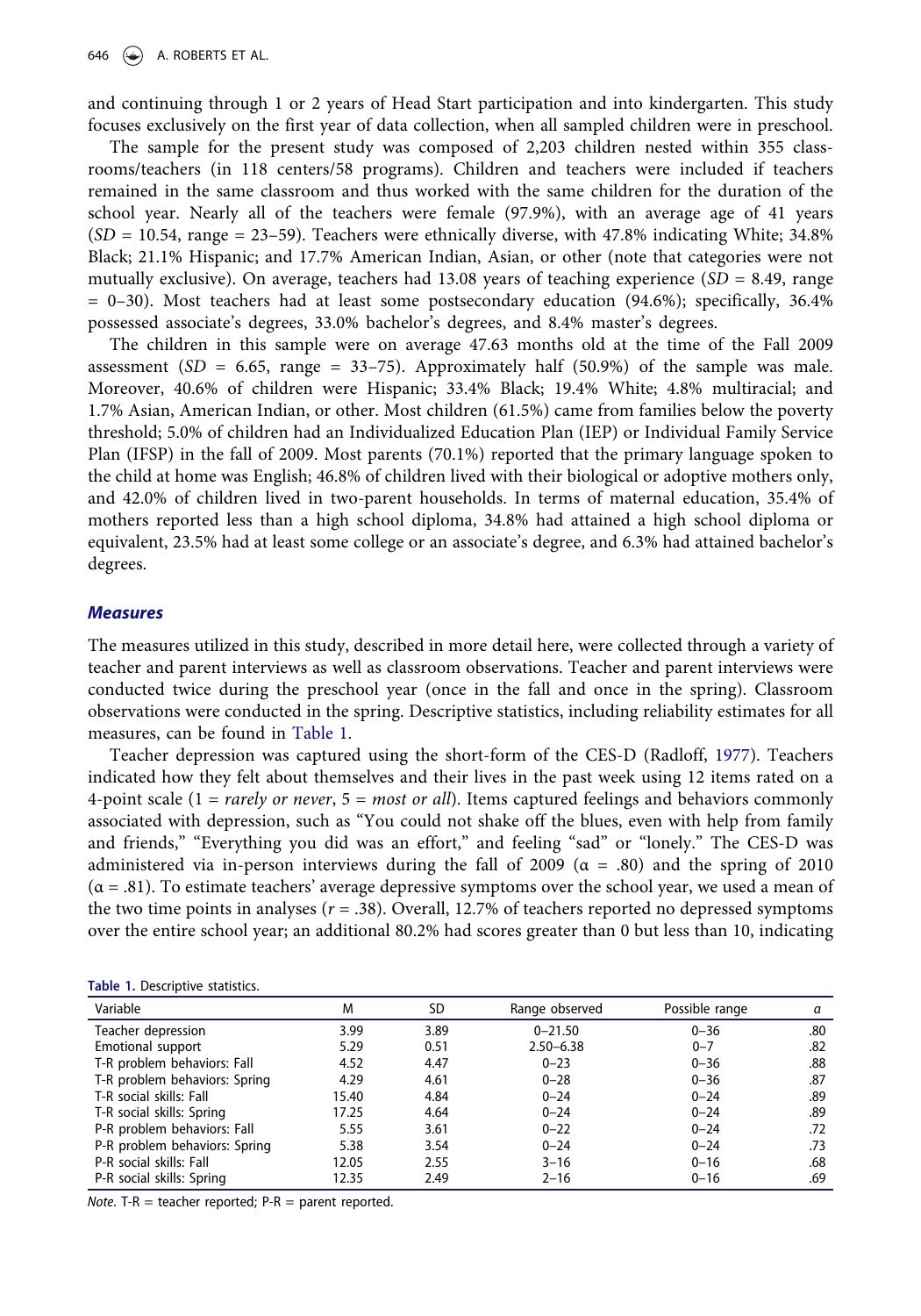and continuing through 1 or 2 years of Head Start participation and into kindergarten. This study focuses exclusively on the first year of data collection, when all sampled children were in preschool.

The sample for the present study was composed of 2,203 children nested within 355 classrooms/teachers (in 118 centers/58 programs). Children and teachers were included if teachers remained in the same classroom and thus worked with the same children for the duration of the school year. Nearly all of the teachers were female (97.9%), with an average age of 41 years (*SD* = 10.54, range = 23–59). Teachers were ethnically diverse, with 47.8% indicating White; 34.8% Black; 21.1% Hispanic; and 17.7% American Indian, Asian, or other (note that categories were not mutually exclusive). On average, teachers had 13.08 years of teaching experience (*SD* = 8.49, range = 0–30). Most teachers had at least some postsecondary education (94.6%); specifically, 36.4% possessed associate's degrees, 33.0% bachelor's degrees, and 8.4% master's degrees.

The children in this sample were on average 47.63 months old at the time of the Fall 2009 assessment (*SD* = 6.65, range = 33–75). Approximately half (50.9%) of the sample was male. Moreover, 40.6% of children were Hispanic; 33.4% Black; 19.4% White; 4.8% multiracial; and 1.7% Asian, American Indian, or other. Most children (61.5%) came from families below the poverty threshold; 5.0% of children had an Individualized Education Plan (IEP) or Individual Family Service Plan (IFSP) in the fall of 2009. Most parents (70.1%) reported that the primary language spoken to the child at home was English; 46.8% of children lived with their biological or adoptive mothers only, and 42.0% of children lived in two-parent households. In terms of maternal education, 35.4% of mothers reported less than a high school diploma, 34.8% had attained a high school diploma or equivalent, 23.5% had at least some college or an associate's degree, and 6.3% had attained bachelor's degrees.

### Measures

The measures utilized in this study, described in more detail here, were collected through a variety of teacher and parent interviews as well as classroom observations. Teacher and parent interviews were conducted twice during the preschool year (once in the fall and once in the spring). Classroom observations were conducted in the spring. Descriptive statistics, including reliability estimates for all measures, can be found in Table 1.

Teacher depression was captured using the short-form of the CES-D (Radloff, 1977). Teachers indicated how they felt about themselves and their lives in the past week using 12 items rated on a 4-point scale (1 = *rarely or never*, 5 = *most or all*). Items captured feelings and behaviors commonly associated with depression, such as "You could not shake off the blues, even with help from family and friends," "Everything you did was an effort," and feeling "sad" or "lonely." The CES-D was administered via in-person interviews during the fall of 2009 ($\alpha$ = .80) and the spring of 2010 ($\alpha$ = .81). To estimate teachers' average depressive symptoms over the school year, we used a mean of the two time points in analyses ($r$ = .38). Overall, 12.7% of teachers reported no depressed symptoms over the entire school year; an additional 80.2% had scores greater than 0 but less than 10, indicating

**Table 1.** Descriptive statistics.

| Variable | M | SD | Range observed | Possible range | α |
|---|---|---|---|---|---|
| Teacher depression | 3.99 | 3.89 | 0–21.50 | 0–36 | .80 |
| Emotional support | 5.29 | 0.51 | 2.50–6.38 | 0–7 | .82 |
| T-R problem behaviors: Fall | 4.52 | 4.47 | 0–23 | 0–36 | .88 |
| T-R problem behaviors: Spring | 4.29 | 4.61 | 0–28 | 0–36 | .87 |
| T-R social skills: Fall | 15.40 | 4.84 | 0–24 | 0–24 | .89 |
| T-R social skills: Spring | 17.25 | 4.64 | 0–24 | 0–24 | .89 |
| P-R problem behaviors: Fall | 5.55 | 3.61 | 0–22 | 0–24 | .72 |
| P-R problem behaviors: Spring | 5.38 | 3.54 | 0–24 | 0–24 | .73 |
| P-R social skills: Fall | 12.05 | 2.55 | 3–16 | 0–16 | .68 |
| P-R social skills: Spring | 12.35 | 2.49 | 2–16 | 0–16 | .69 |

*Note*. T-R = teacher reported; P-R = parent reported.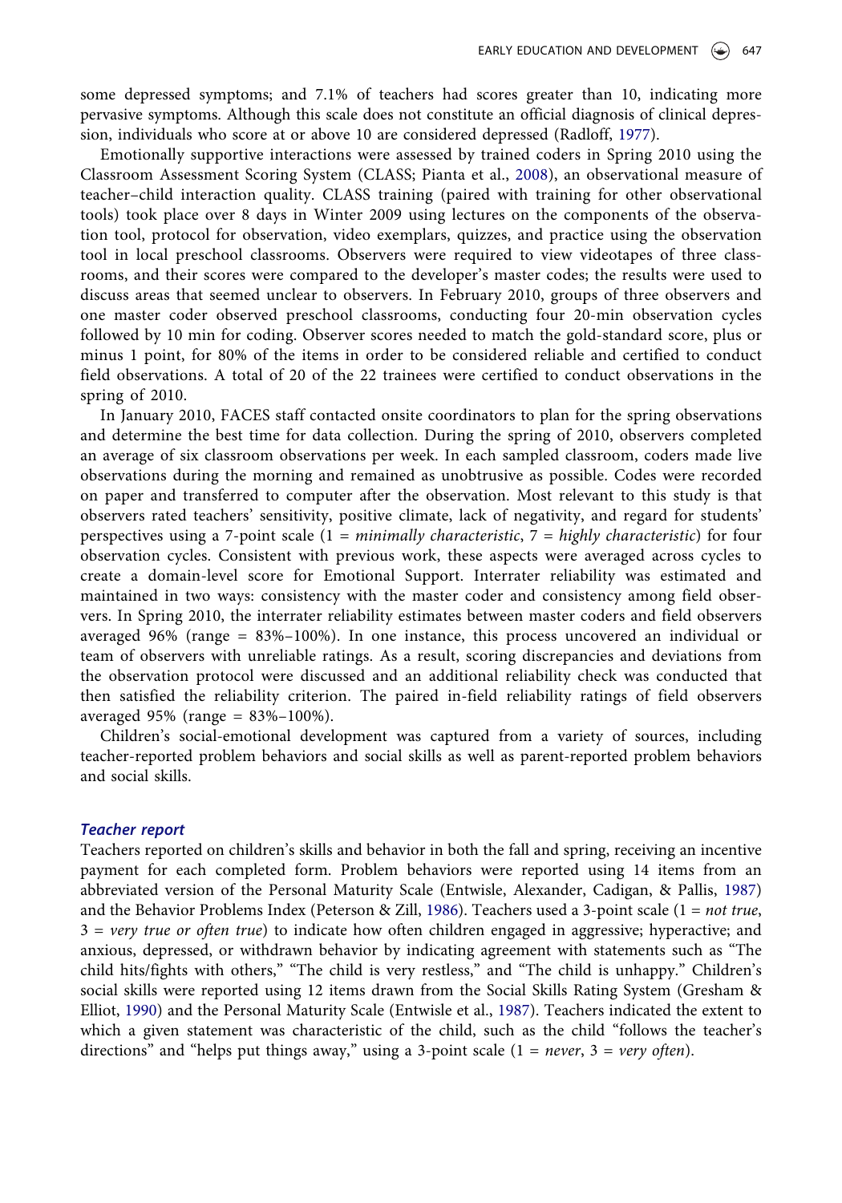some depressed symptoms; and 7.1% of teachers had scores greater than 10, indicating more pervasive symptoms. Although this scale does not constitute an official diagnosis of clinical depression, individuals who score at or above 10 are considered depressed (Radloff, 1977).

Emotionally supportive interactions were assessed by trained coders in Spring 2010 using the Classroom Assessment Scoring System (CLASS; Pianta et al., 2008), an observational measure of teacher–child interaction quality. CLASS training (paired with training for other observational tools) took place over 8 days in Winter 2009 using lectures on the components of the observation tool, protocol for observation, video exemplars, quizzes, and practice using the observation tool in local preschool classrooms. Observers were required to view videotapes of three classrooms, and their scores were compared to the developer's master codes; the results were used to discuss areas that seemed unclear to observers. In February 2010, groups of three observers and one master coder observed preschool classrooms, conducting four 20-min observation cycles followed by 10 min for coding. Observer scores needed to match the gold-standard score, plus or minus 1 point, for 80% of the items in order to be considered reliable and certified to conduct field observations. A total of 20 of the 22 trainees were certified to conduct observations in the spring of 2010.

In January 2010, FACES staff contacted onsite coordinators to plan for the spring observations and determine the best time for data collection. During the spring of 2010, observers completed an average of six classroom observations per week. In each sampled classroom, coders made live observations during the morning and remained as unobtrusive as possible. Codes were recorded on paper and transferred to computer after the observation. Most relevant to this study is that observers rated teachers' sensitivity, positive climate, lack of negativity, and regard for students' perspectives using a 7-point scale (1 = *minimally characteristic*, 7 = *highly characteristic*) for four observation cycles. Consistent with previous work, these aspects were averaged across cycles to create a domain-level score for Emotional Support. Interrater reliability was estimated and maintained in two ways: consistency with the master coder and consistency among field observers. In Spring 2010, the interrater reliability estimates between master coders and field observers averaged 96% (range = 83%–100%). In one instance, this process uncovered an individual or team of observers with unreliable ratings. As a result, scoring discrepancies and deviations from the observation protocol were discussed and an additional reliability check was conducted that then satisfied the reliability criterion. The paired in-field reliability ratings of field observers averaged 95% (range = 83%–100%).

Children's social-emotional development was captured from a variety of sources, including teacher-reported problem behaviors and social skills as well as parent-reported problem behaviors and social skills.

### *Teacher report*

Teachers reported on children's skills and behavior in both the fall and spring, receiving an incentive payment for each completed form. Problem behaviors were reported using 14 items from an abbreviated version of the Personal Maturity Scale (Entwisle, Alexander, Cadigan, & Pallis, 1987) and the Behavior Problems Index (Peterson & Zill, 1986). Teachers used a 3-point scale (1 = *not true*, 3 = *very true or often true*) to indicate how often children engaged in aggressive; hyperactive; and anxious, depressed, or withdrawn behavior by indicating agreement with statements such as "The child hits/fights with others," "The child is very restless," and "The child is unhappy." Children's social skills were reported using 12 items drawn from the Social Skills Rating System (Gresham & Elliot, 1990) and the Personal Maturity Scale (Entwisle et al., 1987). Teachers indicated the extent to which a given statement was characteristic of the child, such as the child "follows the teacher's directions" and "helps put things away," using a 3-point scale (1 = *never*, 3 = *very often*).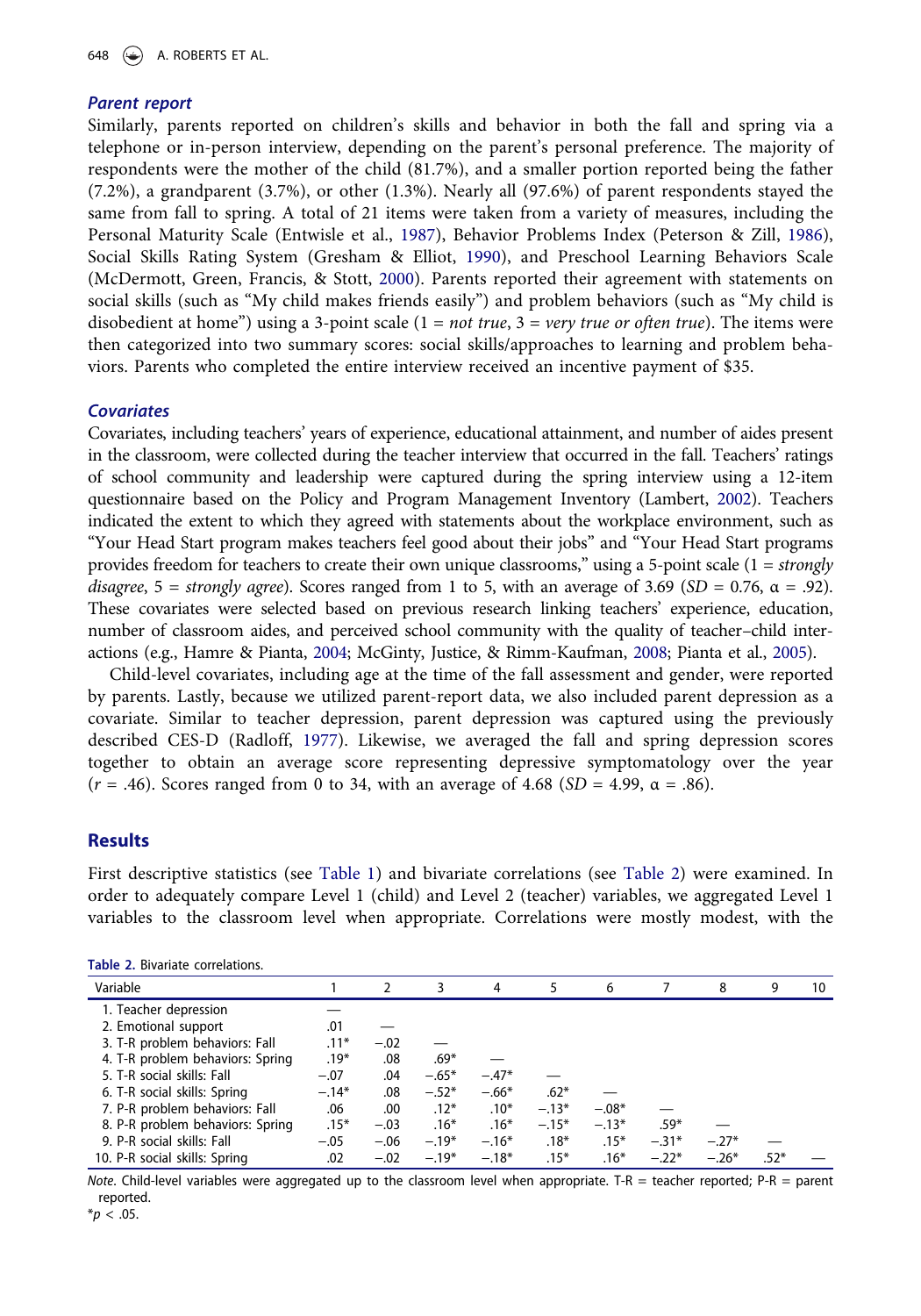### *Parent report*

Similarly, parents reported on children's skills and behavior in both the fall and spring via a telephone or in-person interview, depending on the parent's personal preference. The majority of respondents were the mother of the child (81.7%), and a smaller portion reported being the father (7.2%), a grandparent (3.7%), or other (1.3%). Nearly all (97.6%) of parent respondents stayed the same from fall to spring. A total of 21 items were taken from a variety of measures, including the Personal Maturity Scale (Entwisle et al., 1987), Behavior Problems Index (Peterson & Zill, 1986), Social Skills Rating System (Gresham & Elliot, 1990), and Preschool Learning Behaviors Scale (McDermott, Green, Francis, & Stott, 2000). Parents reported their agreement with statements on social skills (such as "My child makes friends easily") and problem behaviors (such as "My child is disobedient at home") using a 3-point scale (1 = *not true*, 3 = *very true or often true*). The items were then categorized into two summary scores: social skills/approaches to learning and problem behaviors. Parents who completed the entire interview received an incentive payment of $35.

### *Covariates*

Covariates, including teachers' years of experience, educational attainment, and number of aides present in the classroom, were collected during the teacher interview that occurred in the fall. Teachers' ratings of school community and leadership were captured during the spring interview using a 12-item questionnaire based on the Policy and Program Management Inventory (Lambert, 2002). Teachers indicated the extent to which they agreed with statements about the workplace environment, such as "Your Head Start program makes teachers feel good about their jobs" and "Your Head Start programs provides freedom for teachers to create their own unique classrooms," using a 5-point scale (1 = *strongly disagree*, 5 = *strongly agree*). Scores ranged from 1 to 5, with an average of 3.69 ($SD$ = 0.76, α = .92). These covariates were selected based on previous research linking teachers' experience, education, number of classroom aides, and perceived school community with the quality of teacher–child interactions (e.g., Hamre & Pianta, 2004; McGinty, Justice, & Rimm-Kaufman, 2008; Pianta et al., 2005).

Child-level covariates, including age at the time of the fall assessment and gender, were reported by parents. Lastly, because we utilized parent-report data, we also included parent depression as a covariate. Similar to teacher depression, parent depression was captured using the previously described CES-D (Radloff, 1977). Likewise, we averaged the fall and spring depression scores together to obtain an average score representing depressive symptomatology over the year ($r$ = .46). Scores ranged from 0 to 34, with an average of 4.68 ($SD$ = 4.99, α = .86).

## Results

First descriptive statistics (see Table 1) and bivariate correlations (see Table 2) were examined. In order to adequately compare Level 1 (child) and Level 2 (teacher) variables, we aggregated Level 1 variables to the classroom level when appropriate. Correlations were mostly modest, with the

**Table 2.** Bivariate correlations.

| Variable | 1 | 2 | 3 | 4 | 5 | 6 | 7 | 8 | 9 | 10 |
|---|---|---|---|---|---|---|---|---|---|---|
| 1. Teacher depression | — | | | | | | | | | |
| 2. Emotional support | .01 | — | | | | | | | | |
| 3. T-R problem behaviors: Fall | .11* | −.02 | — | | | | | | | |
| 4. T-R problem behaviors: Spring | .19* | .08 | .69* | — | | | | | | |
| 5. T-R social skills: Fall | −.07 | .04 | −.65* | −.47* | — | | | | | |
| 6. T-R social skills: Spring | −.14* | .08 | −.52* | −.66* | .62* | — | | | | |
| 7. P-R problem behaviors: Fall | .06 | .00 | .12* | .10* | −.13* | −.08* | — | | | |
| 8. P-R problem behaviors: Spring | .15* | −.03 | .16* | .16* | −.15* | −.13* | .59* | — | | |
| 9. P-R social skills: Fall | −.05 | −.06 | −.19* | −.16* | .18* | .15* | −.31* | −.27* | — | |
| 10. P-R social skills: Spring | .02 | −.02 | −.19* | −.18* | .15* | .16* | −.22* | −.26* | .52* | — |

*Note*. Child-level variables were aggregated up to the classroom level when appropriate. T-R = teacher reported; P-R = parent reported.
*$p$ < .05.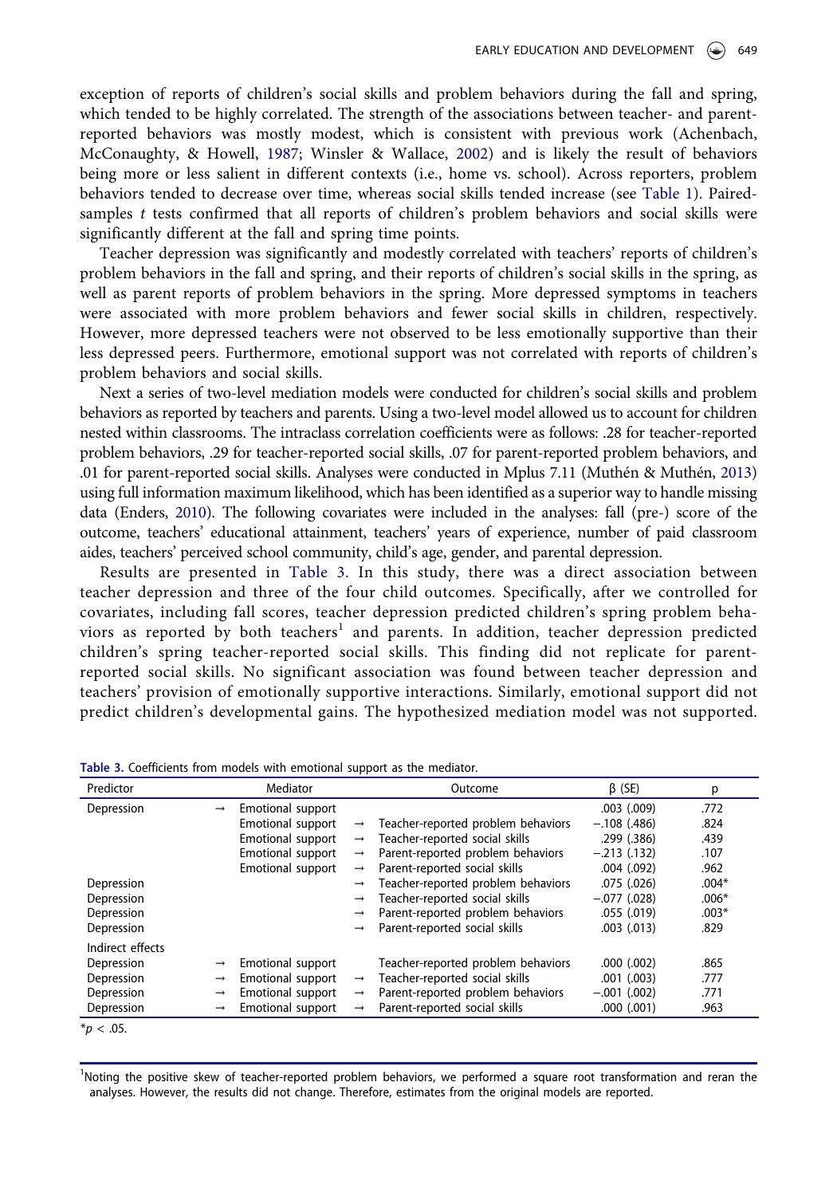exception of reports of children's social skills and problem behaviors during the fall and spring, which tended to be highly correlated. The strength of the associations between teacher- and parent-reported behaviors was mostly modest, which is consistent with previous work (Achenbach, McConaughty, & Howell, 1987; Winsler & Wallace, 2002) and is likely the result of behaviors being more or less salient in different contexts (i.e., home vs. school). Across reporters, problem behaviors tended to decrease over time, whereas social skills tended increase (see Table 1). Paired-samples *t* tests confirmed that all reports of children's problem behaviors and social skills were significantly different at the fall and spring time points.

Teacher depression was significantly and modestly correlated with teachers' reports of children's problem behaviors in the fall and spring, and their reports of children's social skills in the spring, as well as parent reports of problem behaviors in the spring. More depressed symptoms in teachers were associated with more problem behaviors and fewer social skills in children, respectively. However, more depressed teachers were not observed to be less emotionally supportive than their less depressed peers. Furthermore, emotional support was not correlated with reports of children's problem behaviors and social skills.

Next a series of two-level mediation models were conducted for children's social skills and problem behaviors as reported by teachers and parents. Using a two-level model allowed us to account for children nested within classrooms. The intraclass correlation coefficients were as follows: .28 for teacher-reported problem behaviors, .29 for teacher-reported social skills, .07 for parent-reported problem behaviors, and .01 for parent-reported social skills. Analyses were conducted in Mplus 7.11 (Muthén & Muthén, 2013) using full information maximum likelihood, which has been identified as a superior way to handle missing data (Enders, 2010). The following covariates were included in the analyses: fall (pre-) score of the outcome, teachers' educational attainment, teachers' years of experience, number of paid classroom aides, teachers' perceived school community, child's age, gender, and parental depression.

Results are presented in Table 3. In this study, there was a direct association between teacher depression and three of the four child outcomes. Specifically, after we controlled for covariates, including fall scores, teacher depression predicted children's spring problem behaviors as reported by both teachers[1] and parents. In addition, teacher depression predicted children's spring teacher-reported social skills. This finding did not replicate for parent-reported social skills. No significant association was found between teacher depression and teachers' provision of emotionally supportive interactions. Similarly, emotional support did not predict children's developmental gains. The hypothesized mediation model was not supported.

**Table 3.** Coefficients from models with emotional support as the mediator.

| Predictor | | Mediator | | Outcome | β (SE) | p |
|---|---|---|---|---|---|---|
| Depression | → | Emotional support | | | .003 (.009) | .772 |
| | | Emotional support | → | Teacher-reported problem behaviors | −.108 (.486) | .824 |
| | | Emotional support | → | Teacher-reported social skills | .299 (.386) | .439 |
| | | Emotional support | → | Parent-reported problem behaviors | −.213 (.132) | .107 |
| | | Emotional support | → | Parent-reported social skills | .004 (.092) | .962 |
| Depression | | | → | Teacher-reported problem behaviors | .075 (.026) | .004* |
| Depression | | | → | Teacher-reported social skills | −.077 (.028) | .006* |
| Depression | | | → | Parent-reported problem behaviors | .055 (.019) | .003* |
| Depression | | | → | Parent-reported social skills | .003 (.013) | .829 |
| Indirect effects | | | | | | |
| Depression | → | Emotional support | | Teacher-reported problem behaviors | .000 (.002) | .865 |
| Depression | → | Emotional support | → | Teacher-reported social skills | .001 (.003) | .777 |
| Depression | → | Emotional support | → | Parent-reported problem behaviors | −.001 (.002) | .771 |
| Depression | → | Emotional support | → | Parent-reported social skills | .000 (.001) | .963 |

$^*p < .05$.

[1]Noting the positive skew of teacher-reported problem behaviors, we performed a square root transformation and reran the analyses. However, the results did not change. Therefore, estimates from the original models are reported.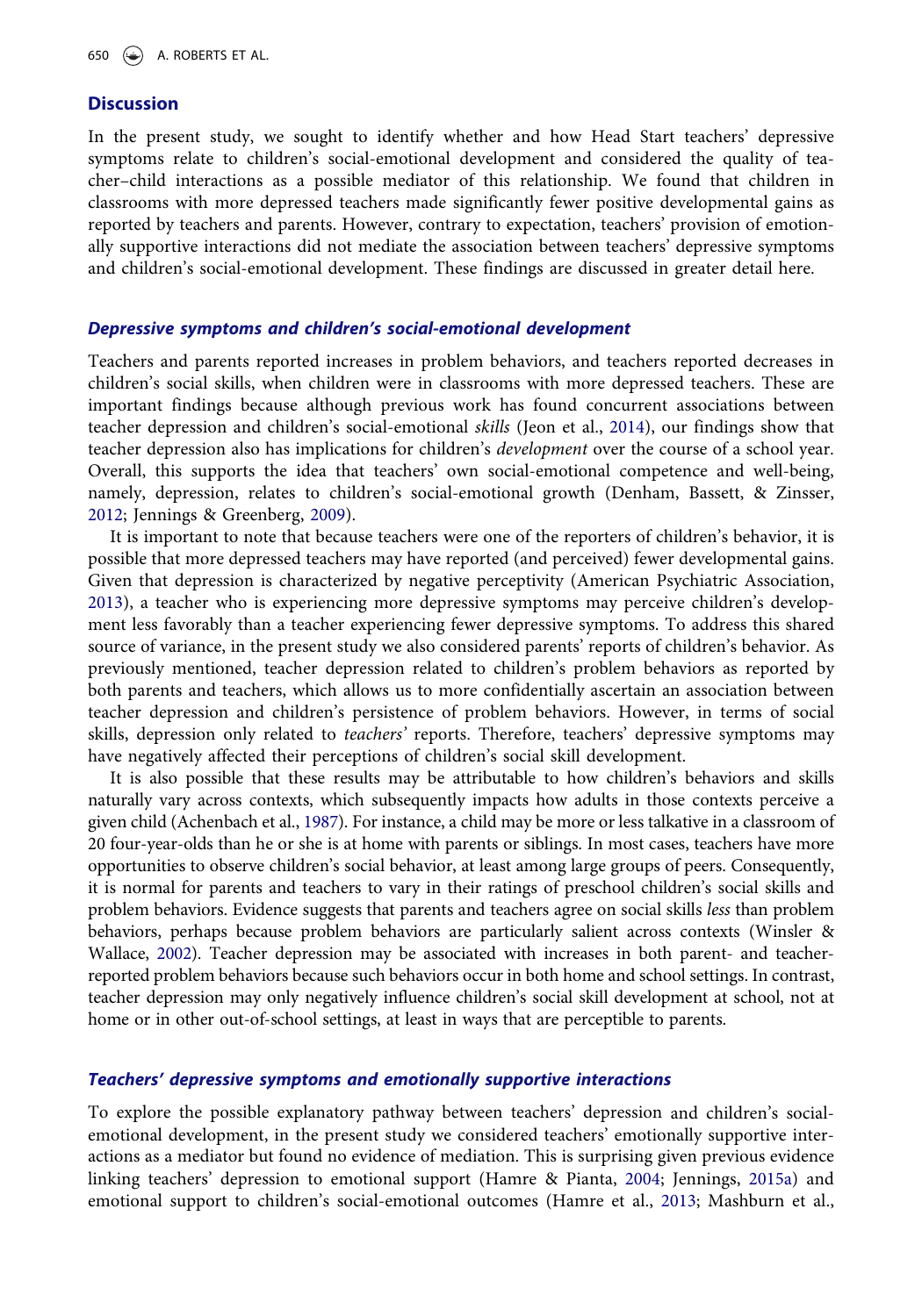## Discussion

In the present study, we sought to identify whether and how Head Start teachers' depressive symptoms relate to children's social-emotional development and considered the quality of teacher–child interactions as a possible mediator of this relationship. We found that children in classrooms with more depressed teachers made significantly fewer positive developmental gains as reported by teachers and parents. However, contrary to expectation, teachers' provision of emotionally supportive interactions did not mediate the association between teachers' depressive symptoms and children's social-emotional development. These findings are discussed in greater detail here.

### *Depressive symptoms and children's social-emotional development*

Teachers and parents reported increases in problem behaviors, and teachers reported decreases in children's social skills, when children were in classrooms with more depressed teachers. These are important findings because although previous work has found concurrent associations between teacher depression and children's social-emotional *skills* (Jeon et al., 2014), our findings show that teacher depression also has implications for children's *development* over the course of a school year. Overall, this supports the idea that teachers' own social-emotional competence and well-being, namely, depression, relates to children's social-emotional growth (Denham, Bassett, & Zinsser, 2012; Jennings & Greenberg, 2009).

It is important to note that because teachers were one of the reporters of children's behavior, it is possible that more depressed teachers may have reported (and perceived) fewer developmental gains. Given that depression is characterized by negative perceptivity (American Psychiatric Association, 2013), a teacher who is experiencing more depressive symptoms may perceive children's development less favorably than a teacher experiencing fewer depressive symptoms. To address this shared source of variance, in the present study we also considered parents' reports of children's behavior. As previously mentioned, teacher depression related to children's problem behaviors as reported by both parents and teachers, which allows us to more confidentially ascertain an association between teacher depression and children's persistence of problem behaviors. However, in terms of social skills, depression only related to *teachers'* reports. Therefore, teachers' depressive symptoms may have negatively affected their perceptions of children's social skill development.

It is also possible that these results may be attributable to how children's behaviors and skills naturally vary across contexts, which subsequently impacts how adults in those contexts perceive a given child (Achenbach et al., 1987). For instance, a child may be more or less talkative in a classroom of 20 four-year-olds than he or she is at home with parents or siblings. In most cases, teachers have more opportunities to observe children's social behavior, at least among large groups of peers. Consequently, it is normal for parents and teachers to vary in their ratings of preschool children's social skills and problem behaviors. Evidence suggests that parents and teachers agree on social skills *less* than problem behaviors, perhaps because problem behaviors are particularly salient across contexts (Winsler & Wallace, 2002). Teacher depression may be associated with increases in both parent- and teacher-reported problem behaviors because such behaviors occur in both home and school settings. In contrast, teacher depression may only negatively influence children's social skill development at school, not at home or in other out-of-school settings, at least in ways that are perceptible to parents.

### *Teachers' depressive symptoms and emotionally supportive interactions*

To explore the possible explanatory pathway between teachers' depression and children's social-emotional development, in the present study we considered teachers' emotionally supportive interactions as a mediator but found no evidence of mediation. This is surprising given previous evidence linking teachers' depression to emotional support (Hamre & Pianta, 2004; Jennings, 2015a) and emotional support to children's social-emotional outcomes (Hamre et al., 2013; Mashburn et al.,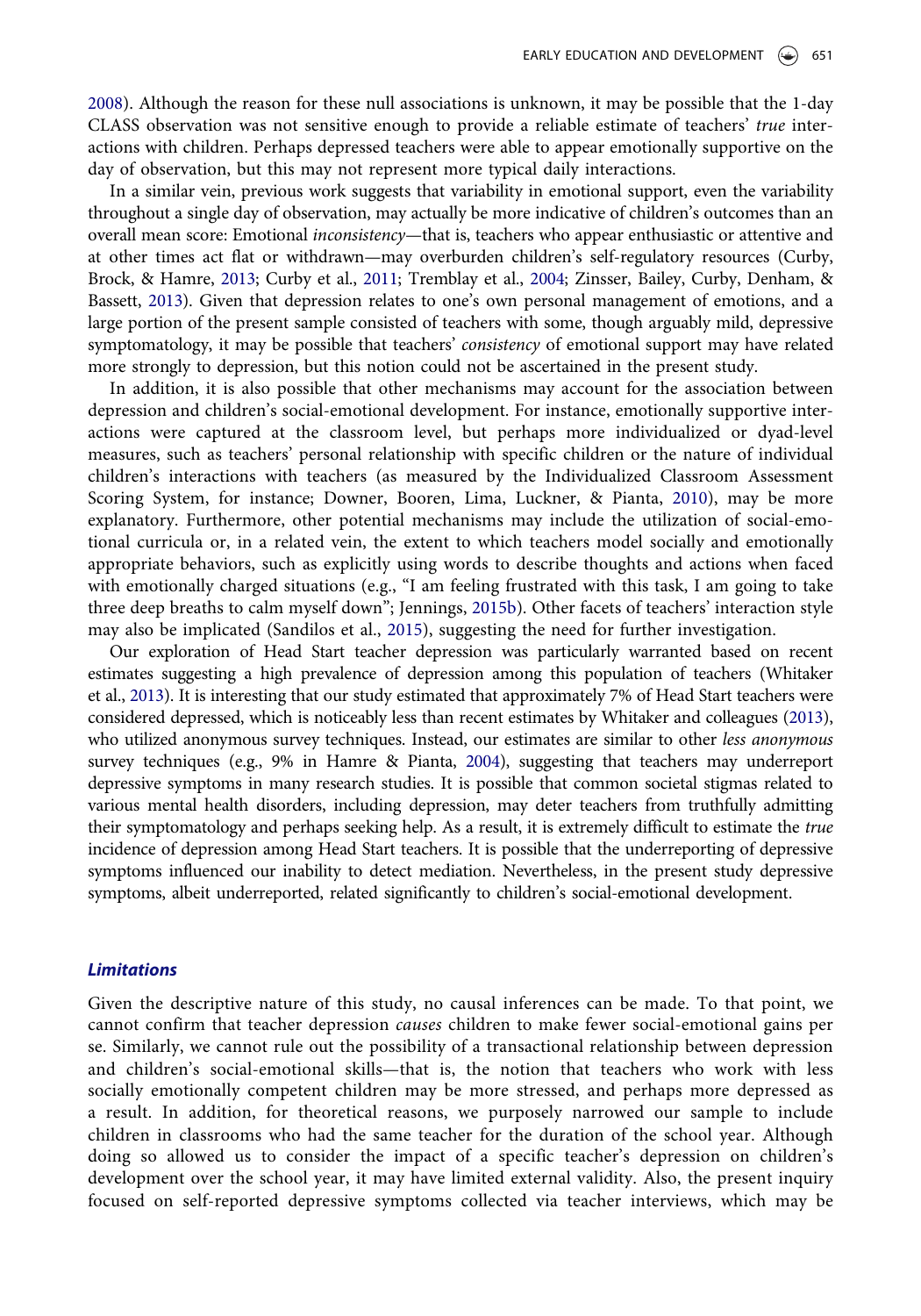2008). Although the reason for these null associations is unknown, it may be possible that the 1-day CLASS observation was not sensitive enough to provide a reliable estimate of teachers' *true* interactions with children. Perhaps depressed teachers were able to appear emotionally supportive on the day of observation, but this may not represent more typical daily interactions.

In a similar vein, previous work suggests that variability in emotional support, even the variability throughout a single day of observation, may actually be more indicative of children's outcomes than an overall mean score: Emotional *inconsistency*—that is, teachers who appear enthusiastic or attentive and at other times act flat or withdrawn—may overburden children's self-regulatory resources (Curby, Brock, & Hamre, 2013; Curby et al., 2011; Tremblay et al., 2004; Zinsser, Bailey, Curby, Denham, & Bassett, 2013). Given that depression relates to one's own personal management of emotions, and a large portion of the present sample consisted of teachers with some, though arguably mild, depressive symptomatology, it may be possible that teachers' *consistency* of emotional support may have related more strongly to depression, but this notion could not be ascertained in the present study.

In addition, it is also possible that other mechanisms may account for the association between depression and children's social-emotional development. For instance, emotionally supportive interactions were captured at the classroom level, but perhaps more individualized or dyad-level measures, such as teachers' personal relationship with specific children or the nature of individual children's interactions with teachers (as measured by the Individualized Classroom Assessment Scoring System, for instance; Downer, Booren, Lima, Luckner, & Pianta, 2010), may be more explanatory. Furthermore, other potential mechanisms may include the utilization of social-emotional curricula or, in a related vein, the extent to which teachers model socially and emotionally appropriate behaviors, such as explicitly using words to describe thoughts and actions when faced with emotionally charged situations (e.g., "I am feeling frustrated with this task, I am going to take three deep breaths to calm myself down"; Jennings, 2015b). Other facets of teachers' interaction style may also be implicated (Sandilos et al., 2015), suggesting the need for further investigation.

Our exploration of Head Start teacher depression was particularly warranted based on recent estimates suggesting a high prevalence of depression among this population of teachers (Whitaker et al., 2013). It is interesting that our study estimated that approximately 7% of Head Start teachers were considered depressed, which is noticeably less than recent estimates by Whitaker and colleagues (2013), who utilized anonymous survey techniques. Instead, our estimates are similar to other *less anonymous* survey techniques (e.g., 9% in Hamre & Pianta, 2004), suggesting that teachers may underreport depressive symptoms in many research studies. It is possible that common societal stigmas related to various mental health disorders, including depression, may deter teachers from truthfully admitting their symptomatology and perhaps seeking help. As a result, it is extremely difficult to estimate the *true* incidence of depression among Head Start teachers. It is possible that the underreporting of depressive symptoms influenced our inability to detect mediation. Nevertheless, in the present study depressive symptoms, albeit underreported, related significantly to children's social-emotional development.

### *Limitations*

Given the descriptive nature of this study, no causal inferences can be made. To that point, we cannot confirm that teacher depression *causes* children to make fewer social-emotional gains per se. Similarly, we cannot rule out the possibility of a transactional relationship between depression and children's social-emotional skills—that is, the notion that teachers who work with less socially emotionally competent children may be more stressed, and perhaps more depressed as a result. In addition, for theoretical reasons, we purposely narrowed our sample to include children in classrooms who had the same teacher for the duration of the school year. Although doing so allowed us to consider the impact of a specific teacher's depression on children's development over the school year, it may have limited external validity. Also, the present inquiry focused on self-reported depressive symptoms collected via teacher interviews, which may be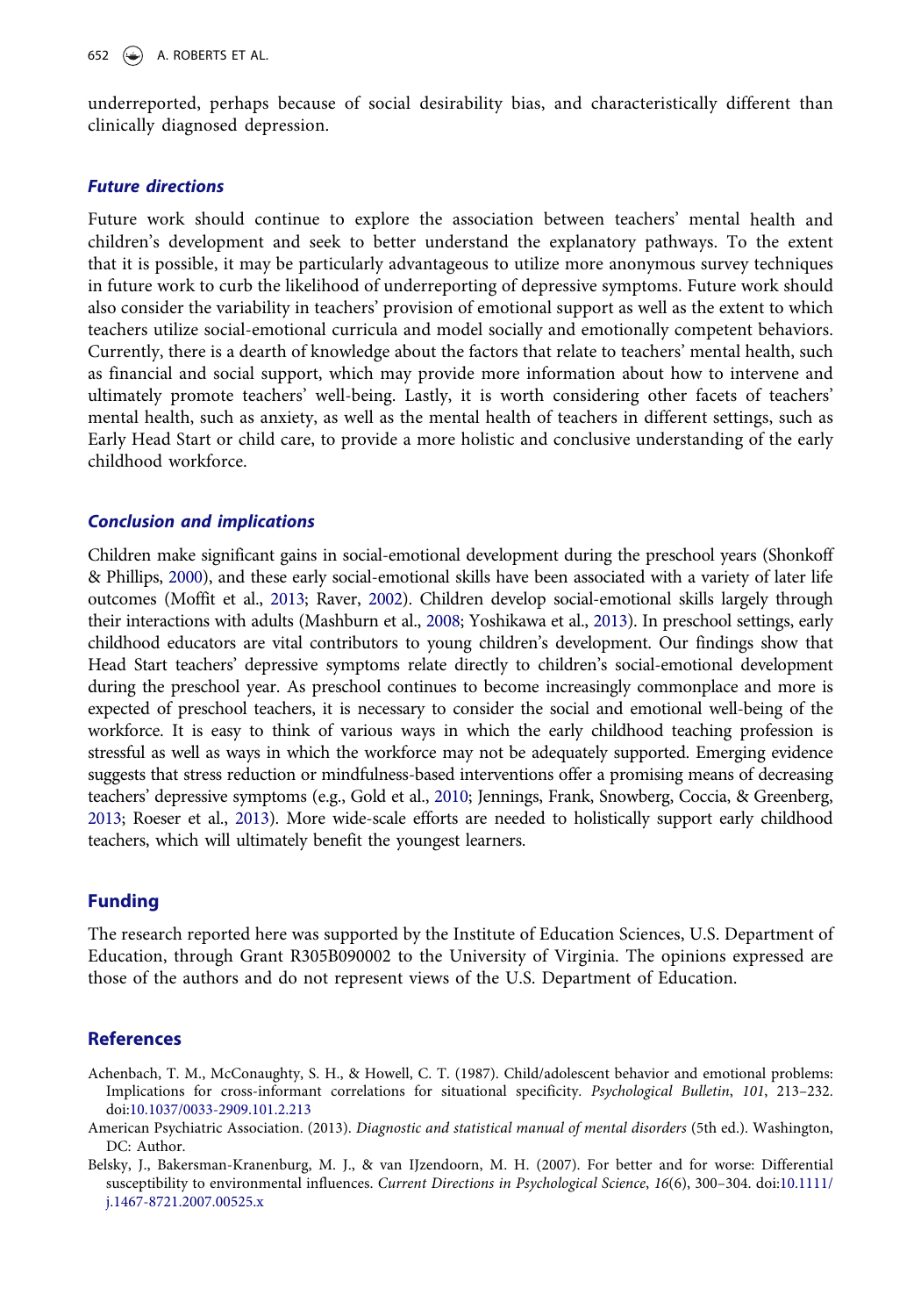underreported, perhaps because of social desirability bias, and characteristically different than clinically diagnosed depression.

### *Future directions*

Future work should continue to explore the association between teachers' mental health and children's development and seek to better understand the explanatory pathways. To the extent that it is possible, it may be particularly advantageous to utilize more anonymous survey techniques in future work to curb the likelihood of underreporting of depressive symptoms. Future work should also consider the variability in teachers' provision of emotional support as well as the extent to which teachers utilize social-emotional curricula and model socially and emotionally competent behaviors. Currently, there is a dearth of knowledge about the factors that relate to teachers' mental health, such as financial and social support, which may provide more information about how to intervene and ultimately promote teachers' well-being. Lastly, it is worth considering other facets of teachers' mental health, such as anxiety, as well as the mental health of teachers in different settings, such as Early Head Start or child care, to provide a more holistic and conclusive understanding of the early childhood workforce.

### *Conclusion and implications*

Children make significant gains in social-emotional development during the preschool years (Shonkoff & Phillips, 2000), and these early social-emotional skills have been associated with a variety of later life outcomes (Moffit et al., 2013; Raver, 2002). Children develop social-emotional skills largely through their interactions with adults (Mashburn et al., 2008; Yoshikawa et al., 2013). In preschool settings, early childhood educators are vital contributors to young children's development. Our findings show that Head Start teachers' depressive symptoms relate directly to children's social-emotional development during the preschool year. As preschool continues to become increasingly commonplace and more is expected of preschool teachers, it is necessary to consider the social and emotional well-being of the workforce. It is easy to think of various ways in which the early childhood teaching profession is stressful as well as ways in which the workforce may not be adequately supported. Emerging evidence suggests that stress reduction or mindfulness-based interventions offer a promising means of decreasing teachers' depressive symptoms (e.g., Gold et al., 2010; Jennings, Frank, Snowberg, Coccia, & Greenberg, 2013; Roeser et al., 2013). More wide-scale efforts are needed to holistically support early childhood teachers, which will ultimately benefit the youngest learners.

## Funding

The research reported here was supported by the Institute of Education Sciences, U.S. Department of Education, through Grant R305B090002 to the University of Virginia. The opinions expressed are those of the authors and do not represent views of the U.S. Department of Education.

## References

Achenbach, T. M., McConaughty, S. H., & Howell, C. T. (1987). Child/adolescent behavior and emotional problems: Implications for cross-informant correlations for situational specificity. *Psychological Bulletin*, *101*, 213–232. doi:10.1037/0033-2909.101.2.213

American Psychiatric Association. (2013). *Diagnostic and statistical manual of mental disorders* (5th ed.). Washington, DC: Author.

Belsky, J., Bakersman-Kranenburg, M. J., & van IJzendoorn, M. H. (2007). For better and for worse: Differential susceptibility to environmental influences. *Current Directions in Psychological Science*, *16*(6), 300–304. doi:10.1111/j.1467-8721.2007.00525.x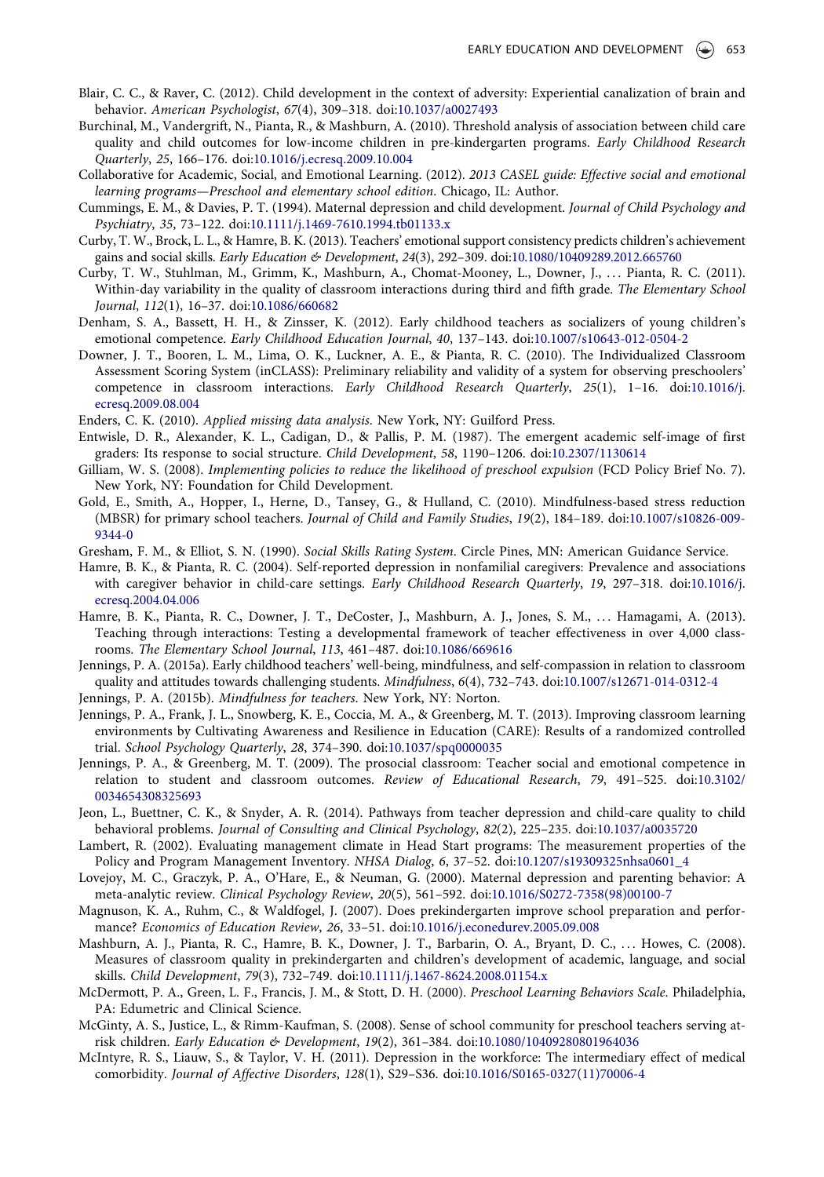Blair, C. C., & Raver, C. (2012). Child development in the context of adversity: Experiential canalization of brain and behavior. *American Psychologist*, *67*(4), 309–318. doi:10.1037/a0027493

Burchinal, M., Vandergrift, N., Pianta, R., & Mashburn, A. (2010). Threshold analysis of association between child care quality and child outcomes for low-income children in pre-kindergarten programs. *Early Childhood Research Quarterly*, *25*, 166–176. doi:10.1016/j.ecresq.2009.10.004

Collaborative for Academic, Social, and Emotional Learning. (2012). *2013 CASEL guide: Effective social and emotional learning programs—Preschool and elementary school edition*. Chicago, IL: Author.

Cummings, E. M., & Davies, P. T. (1994). Maternal depression and child development. *Journal of Child Psychology and Psychiatry*, *35*, 73–122. doi:10.1111/j.1469-7610.1994.tb01133.x

Curby, T. W., Brock, L. L., & Hamre, B. K. (2013). Teachers' emotional support consistency predicts children's achievement gains and social skills. *Early Education & Development*, *24*(3), 292–309. doi:10.1080/10409289.2012.665760

Curby, T. W., Stuhlman, M., Grimm, K., Mashburn, A., Chomat-Mooney, L., Downer, J., … Pianta, R. C. (2011). Within-day variability in the quality of classroom interactions during third and fifth grade. *The Elementary School Journal*, *112*(1), 16–37. doi:10.1086/660682

Denham, S. A., Bassett, H. H., & Zinsser, K. (2012). Early childhood teachers as socializers of young children's emotional competence. *Early Childhood Education Journal*, *40*, 137–143. doi:10.1007/s10643-012-0504-2

Downer, J. T., Booren, L. M., Lima, O. K., Luckner, A. E., & Pianta, R. C. (2010). The Individualized Classroom Assessment Scoring System (inCLASS): Preliminary reliability and validity of a system for observing preschoolers' competence in classroom interactions. *Early Childhood Research Quarterly*, *25*(1), 1–16. doi:10.1016/j.ecresq.2009.08.004

Enders, C. K. (2010). *Applied missing data analysis*. New York, NY: Guilford Press.

Entwisle, D. R., Alexander, K. L., Cadigan, D., & Pallis, P. M. (1987). The emergent academic self-image of first graders: Its response to social structure. *Child Development*, *58*, 1190–1206. doi:10.2307/1130614

Gilliam, W. S. (2008). *Implementing policies to reduce the likelihood of preschool expulsion* (FCD Policy Brief No. 7). New York, NY: Foundation for Child Development.

Gold, E., Smith, A., Hopper, I., Herne, D., Tansey, G., & Hulland, C. (2010). Mindfulness-based stress reduction (MBSR) for primary school teachers. *Journal of Child and Family Studies*, *19*(2), 184–189. doi:10.1007/s10826-009-9344-0

Gresham, F. M., & Elliot, S. N. (1990). *Social Skills Rating System*. Circle Pines, MN: American Guidance Service.

Hamre, B. K., & Pianta, R. C. (2004). Self-reported depression in nonfamilial caregivers: Prevalence and associations with caregiver behavior in child-care settings. *Early Childhood Research Quarterly*, *19*, 297–318. doi:10.1016/j.ecresq.2004.04.006

Hamre, B. K., Pianta, R. C., Downer, J. T., DeCoster, J., Mashburn, A. J., Jones, S. M., … Hamagami, A. (2013). Teaching through interactions: Testing a developmental framework of teacher effectiveness in over 4,000 classrooms. *The Elementary School Journal*, *113*, 461–487. doi:10.1086/669616

Jennings, P. A. (2015a). Early childhood teachers' well-being, mindfulness, and self-compassion in relation to classroom quality and attitudes towards challenging students. *Mindfulness*, *6*(4), 732–743. doi:10.1007/s12671-014-0312-4

Jennings, P. A. (2015b). *Mindfulness for teachers*. New York, NY: Norton.

Jennings, P. A., Frank, J. L., Snowberg, K. E., Coccia, M. A., & Greenberg, M. T. (2013). Improving classroom learning environments by Cultivating Awareness and Resilience in Education (CARE): Results of a randomized controlled trial. *School Psychology Quarterly*, *28*, 374–390. doi:10.1037/spq0000035

Jennings, P. A., & Greenberg, M. T. (2009). The prosocial classroom: Teacher social and emotional competence in relation to student and classroom outcomes. *Review of Educational Research*, *79*, 491–525. doi:10.3102/0034654308325693

Jeon, L., Buettner, C. K., & Snyder, A. R. (2014). Pathways from teacher depression and child-care quality to child behavioral problems. *Journal of Consulting and Clinical Psychology*, *82*(2), 225–235. doi:10.1037/a0035720

Lambert, R. (2002). Evaluating management climate in Head Start programs: The measurement properties of the Policy and Program Management Inventory. *NHSA Dialog*, *6*, 37–52. doi:10.1207/s19309325nhsa0601_4

Lovejoy, M. C., Graczyk, P. A., O'Hare, E., & Neuman, G. (2000). Maternal depression and parenting behavior: A meta-analytic review. *Clinical Psychology Review*, *20*(5), 561–592. doi:10.1016/S0272-7358(98)00100-7

Magnuson, K. A., Ruhm, C., & Waldfogel, J. (2007). Does prekindergarten improve school preparation and performance? *Economics of Education Review*, *26*, 33–51. doi:10.1016/j.econedurev.2005.09.008

Mashburn, A. J., Pianta, R. C., Hamre, B. K., Downer, J. T., Barbarin, O. A., Bryant, D. C., … Howes, C. (2008). Measures of classroom quality in prekindergarten and children's development of academic, language, and social skills. *Child Development*, *79*(3), 732–749. doi:10.1111/j.1467-8624.2008.01154.x

McDermott, P. A., Green, L. F., Francis, J. M., & Stott, D. H. (2000). *Preschool Learning Behaviors Scale*. Philadelphia, PA: Edumetric and Clinical Science.

McGinty, A. S., Justice, L., & Rimm-Kaufman, S. (2008). Sense of school community for preschool teachers serving at-risk children. *Early Education & Development*, *19*(2), 361–384. doi:10.1080/10409280801964036

McIntyre, R. S., Liauw, S., & Taylor, V. H. (2011). Depression in the workforce: The intermediary effect of medical comorbidity. *Journal of Affective Disorders*, *128*(1), S29–S36. doi:10.1016/S0165-0327(11)70006-4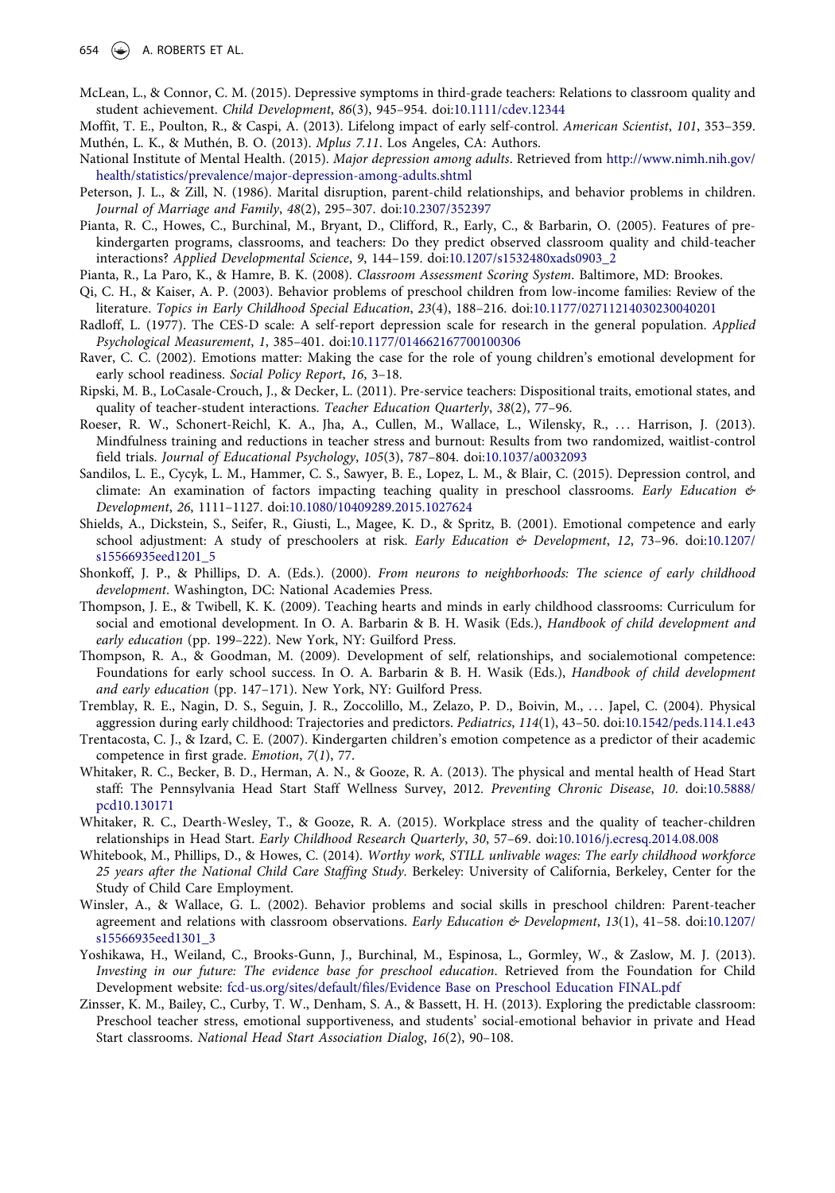McLean, L., & Connor, C. M. (2015). Depressive symptoms in third-grade teachers: Relations to classroom quality and student achievement. *Child Development*, *86*(3), 945–954. doi:10.1111/cdev.12344

Moffit, T. E., Poulton, R., & Caspi, A. (2013). Lifelong impact of early self-control. *American Scientist*, *101*, 353–359.

Muthén, L. K., & Muthén, B. O. (2013). *Mplus 7.11*. Los Angeles, CA: Authors.

National Institute of Mental Health. (2015). *Major depression among adults*. Retrieved from http://www.nimh.nih.gov/health/statistics/prevalence/major-depression-among-adults.shtml

Peterson, J. L., & Zill, N. (1986). Marital disruption, parent-child relationships, and behavior problems in children. *Journal of Marriage and Family*, *48*(2), 295–307. doi:10.2307/352397

Pianta, R. C., Howes, C., Burchinal, M., Bryant, D., Clifford, R., Early, C., & Barbarin, O. (2005). Features of pre-kindergarten programs, classrooms, and teachers: Do they predict observed classroom quality and child-teacher interactions? *Applied Developmental Science*, *9*, 144–159. doi:10.1207/s1532480xads0903_2

Pianta, R., La Paro, K., & Hamre, B. K. (2008). *Classroom Assessment Scoring System*. Baltimore, MD: Brookes.

Qi, C. H., & Kaiser, A. P. (2003). Behavior problems of preschool children from low-income families: Review of the literature. *Topics in Early Childhood Special Education*, *23*(4), 188–216. doi:10.1177/02711214030230040201

Radloff, L. (1977). The CES-D scale: A self-report depression scale for research in the general population. *Applied Psychological Measurement*, *1*, 385–401. doi:10.1177/014662167700100306

Raver, C. C. (2002). Emotions matter: Making the case for the role of young children's emotional development for early school readiness. *Social Policy Report*, *16*, 3–18.

Ripski, M. B., LoCasale-Crouch, J., & Decker, L. (2011). Pre-service teachers: Dispositional traits, emotional states, and quality of teacher-student interactions. *Teacher Education Quarterly*, *38*(2), 77–96.

Roeser, R. W., Schonert-Reichl, K. A., Jha, A., Cullen, M., Wallace, L., Wilensky, R., … Harrison, J. (2013). Mindfulness training and reductions in teacher stress and burnout: Results from two randomized, waitlist-control field trials. *Journal of Educational Psychology*, *105*(3), 787–804. doi:10.1037/a0032093

Sandilos, L. E., Cycyk, L. M., Hammer, C. S., Sawyer, B. E., Lopez, L. M., & Blair, C. (2015). Depression control, and climate: An examination of factors impacting teaching quality in preschool classrooms. *Early Education & Development*, *26*, 1111–1127. doi:10.1080/10409289.2015.1027624

Shields, A., Dickstein, S., Seifer, R., Giusti, L., Magee, K. D., & Spritz, B. (2001). Emotional competence and early school adjustment: A study of preschoolers at risk. *Early Education & Development*, *12*, 73–96. doi:10.1207/s15566935eed1201_5

Shonkoff, J. P., & Phillips, D. A. (Eds.). (2000). *From neurons to neighborhoods: The science of early childhood development*. Washington, DC: National Academies Press.

Thompson, J. E., & Twibell, K. K. (2009). Teaching hearts and minds in early childhood classrooms: Curriculum for social and emotional development. In O. A. Barbarin & B. H. Wasik (Eds.), *Handbook of child development and early education* (pp. 199–222). New York, NY: Guilford Press.

Thompson, R. A., & Goodman, M. (2009). Development of self, relationships, and socialemotional competence: Foundations for early school success. In O. A. Barbarin & B. H. Wasik (Eds.), *Handbook of child development and early education* (pp. 147–171). New York, NY: Guilford Press.

Tremblay, R. E., Nagin, D. S., Seguin, J. R., Zoccolillo, M., Zelazo, P. D., Boivin, M., … Japel, C. (2004). Physical aggression during early childhood: Trajectories and predictors. *Pediatrics*, *114*(1), 43–50. doi:10.1542/peds.114.1.e43

Trentacosta, C. J., & Izard, C. E. (2007). Kindergarten children's emotion competence as a predictor of their academic competence in first grade. *Emotion*, *7*(*1*), 77.

Whitaker, R. C., Becker, B. D., Herman, A. N., & Gooze, R. A. (2013). The physical and mental health of Head Start staff: The Pennsylvania Head Start Staff Wellness Survey, 2012. *Preventing Chronic Disease*, *10*. doi:10.5888/pcd10.130171

Whitaker, R. C., Dearth-Wesley, T., & Gooze, R. A. (2015). Workplace stress and the quality of teacher-children relationships in Head Start. *Early Childhood Research Quarterly*, *30*, 57–69. doi:10.1016/j.ecresq.2014.08.008

Whitebook, M., Phillips, D., & Howes, C. (2014). *Worthy work, STILL unlivable wages: The early childhood workforce 25 years after the National Child Care Staffing Study*. Berkeley: University of California, Berkeley, Center for the Study of Child Care Employment.

Winsler, A., & Wallace, G. L. (2002). Behavior problems and social skills in preschool children: Parent-teacher agreement and relations with classroom observations. *Early Education & Development*, *13*(1), 41–58. doi:10.1207/s15566935eed1301_3

Yoshikawa, H., Weiland, C., Brooks-Gunn, J., Burchinal, M., Espinosa, L., Gormley, W., & Zaslow, M. J. (2013). *Investing in our future: The evidence base for preschool education*. Retrieved from the Foundation for Child Development website: fcd-us.org/sites/default/files/Evidence Base on Preschool Education FINAL.pdf

Zinsser, K. M., Bailey, C., Curby, T. W., Denham, S. A., & Bassett, H. H. (2013). Exploring the predictable classroom: Preschool teacher stress, emotional supportiveness, and students' social-emotional behavior in private and Head Start classrooms. *National Head Start Association Dialog*, *16*(2), 90–108.